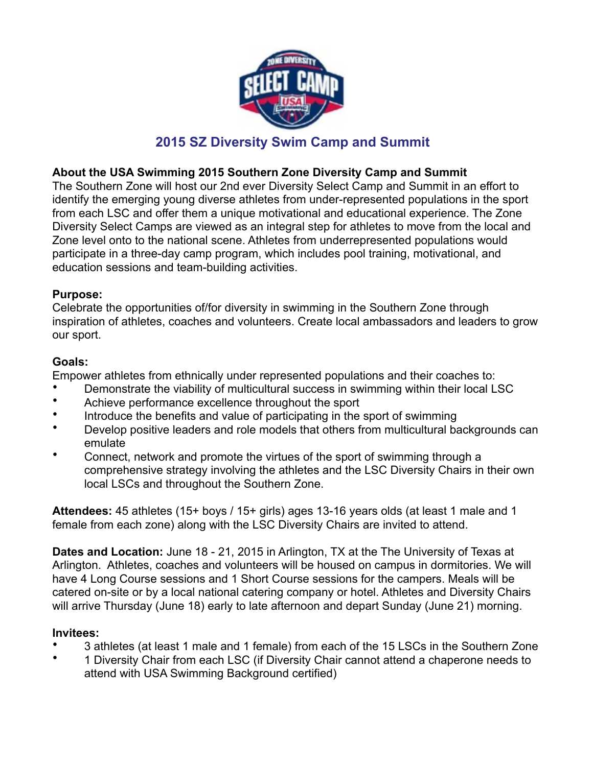# 2015 SZ Diversity Swim Camp and Summit

**About the USA Swimming 2015 Southern Zone Diversity Camp and Summit**
The Southern Zone will host our 2nd ever Diversity Select Camp and Summit in an effort to identify the emerging young diverse athletes from under-represented populations in the sport from each LSC and offer them a unique motivational and educational experience. The Zone Diversity Select Camps are viewed as an integral step for athletes to move from the local and Zone level onto to the national scene. Athletes from underrepresented populations would participate in a three-day camp program, which includes pool training, motivational, and education sessions and team-building activities.

**Purpose:**
Celebrate the opportunities of/for diversity in swimming in the Southern Zone through inspiration of athletes, coaches and volunteers. Create local ambassadors and leaders to grow our sport.

**Goals:**
Empower athletes from ethnically under represented populations and their coaches to:

- Demonstrate the viability of multicultural success in swimming within their local LSC
- Achieve performance excellence throughout the sport
- Introduce the benefits and value of participating in the sport of swimming
- Develop positive leaders and role models that others from multicultural backgrounds can emulate
- Connect, network and promote the virtues of the sport of swimming through a comprehensive strategy involving the athletes and the LSC Diversity Chairs in their own local LSCs and throughout the Southern Zone.

**Attendees:** 45 athletes (15+ boys / 15+ girls) ages 13-16 years olds (at least 1 male and 1 female from each zone) along with the LSC Diversity Chairs are invited to attend.

**Dates and Location:** June 18 - 21, 2015 in Arlington, TX at the The University of Texas at Arlington. Athletes, coaches and volunteers will be housed on campus in dormitories. We will have 4 Long Course sessions and 1 Short Course sessions for the campers. Meals will be catered on-site or by a local national catering company or hotel. Athletes and Diversity Chairs will arrive Thursday (June 18) early to late afternoon and depart Sunday (June 21) morning.

**Invitees:**

- 3 athletes (at least 1 male and 1 female) from each of the 15 LSCs in the Southern Zone
- 1 Diversity Chair from each LSC (if Diversity Chair cannot attend a chaperone needs to attend with USA Swimming Background certified)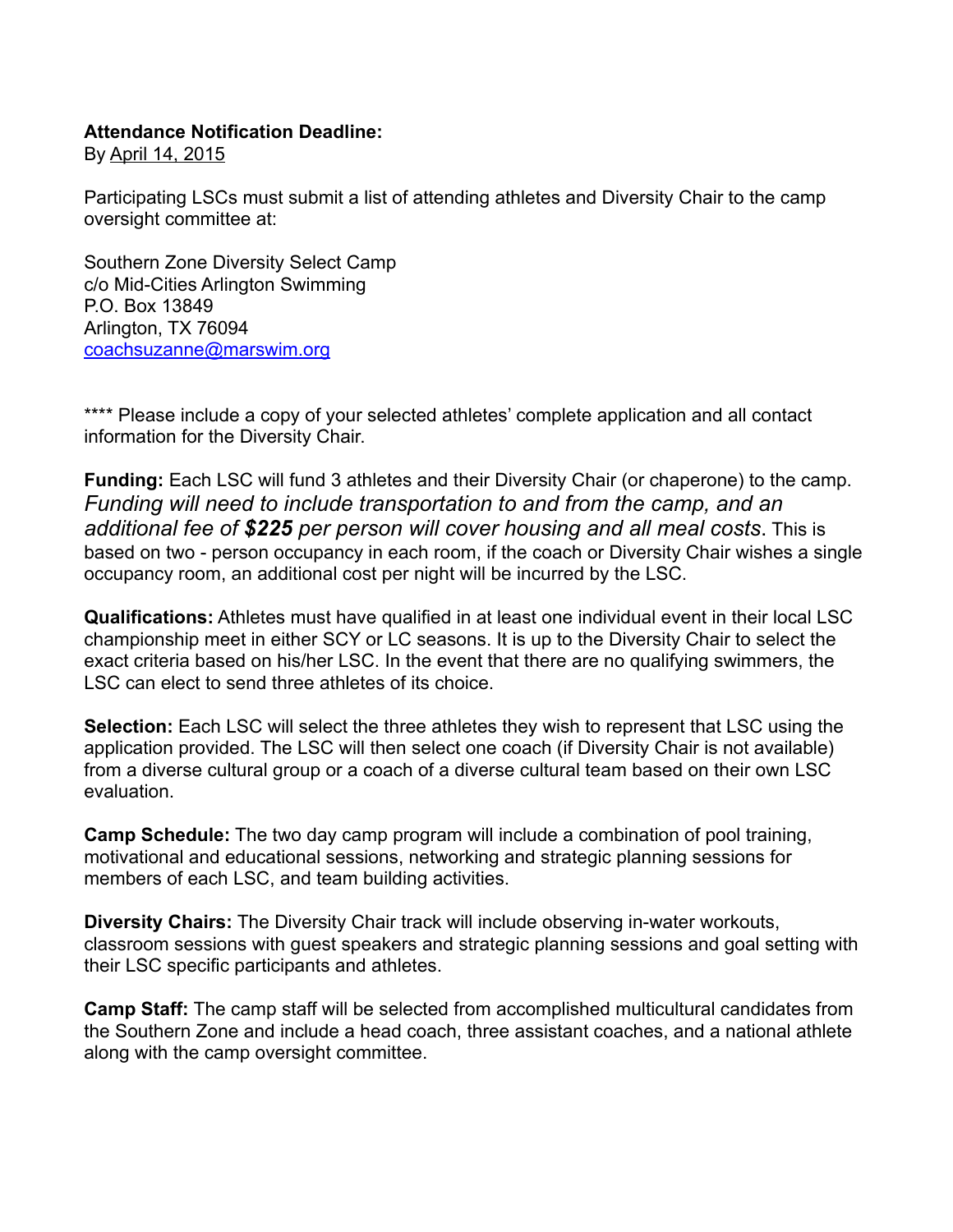**Attendance Notification Deadline:**
By April 14, 2015

Participating LSCs must submit a list of attending athletes and Diversity Chair to the camp oversight committee at:

Southern Zone Diversity Select Camp
c/o Mid-Cities Arlington Swimming
P.O. Box 13849
Arlington, TX 76094
coachsuzanne@marswim.org

**** Please include a copy of your selected athletes' complete application and all contact information for the Diversity Chair.

**Funding:** Each LSC will fund 3 athletes and their Diversity Chair (or chaperone) to the camp. *Funding will need to include transportation to and from the camp, and an additional fee of **$225** per person will cover housing and all meal costs*. This is based on two - person occupancy in each room, if the coach or Diversity Chair wishes a single occupancy room, an additional cost per night will be incurred by the LSC.

**Qualifications:** Athletes must have qualified in at least one individual event in their local LSC championship meet in either SCY or LC seasons. It is up to the Diversity Chair to select the exact criteria based on his/her LSC. In the event that there are no qualifying swimmers, the LSC can elect to send three athletes of its choice.

**Selection:** Each LSC will select the three athletes they wish to represent that LSC using the application provided. The LSC will then select one coach (if Diversity Chair is not available) from a diverse cultural group or a coach of a diverse cultural team based on their own LSC evaluation.

**Camp Schedule:** The two day camp program will include a combination of pool training, motivational and educational sessions, networking and strategic planning sessions for members of each LSC, and team building activities.

**Diversity Chairs:** The Diversity Chair track will include observing in-water workouts, classroom sessions with guest speakers and strategic planning sessions and goal setting with their LSC specific participants and athletes.

**Camp Staff:** The camp staff will be selected from accomplished multicultural candidates from the Southern Zone and include a head coach, three assistant coaches, and a national athlete along with the camp oversight committee.